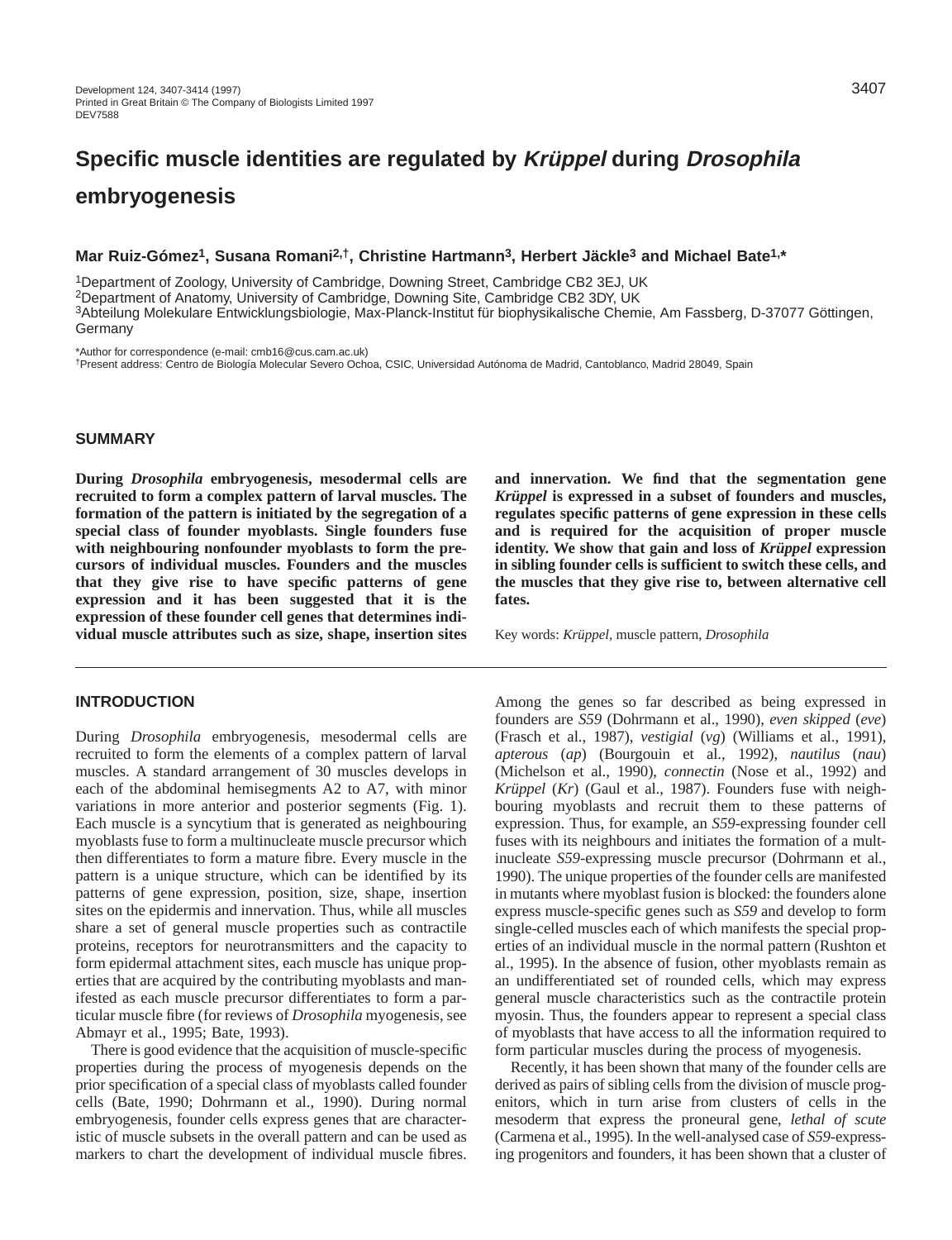# Specific muscle identities are regulated by *Krüppel* during *Drosophila* embryogenesis

**Mar Ruiz-Gómez[1], Susana Romani[2,†], Christine Hartmann[3], Herbert Jäckle[3] and Michael Bate[1,*]**

[1]Department of Zoology, University of Cambridge, Downing Street, Cambridge CB2 3EJ, UK
[2]Department of Anatomy, University of Cambridge, Downing Site, Cambridge CB2 3DY, UK
[3]Abteilung Molekulare Entwicklungsbiologie, Max-Planck-Institut für biophysikalische Chemie, Am Fassberg, D-37077 Göttingen, Germany

*Author for correspondence (e-mail: cmb16@cus.cam.ac.uk)
†Present address: Centro de Biología Molecular Severo Ochoa, CSIC, Universidad Autónoma de Madrid, Cantoblanco, Madrid 28049, Spain

## SUMMARY

**During *Drosophila* embryogenesis, mesodermal cells are recruited to form a complex pattern of larval muscles. The formation of the pattern is initiated by the segregation of a special class of founder myoblasts. Single founders fuse with neighbouring nonfounder myoblasts to form the precursors of individual muscles. Founders and the muscles that they give rise to have specific patterns of gene expression and it has been suggested that it is the expression of these founder cell genes that determines individual muscle attributes such as size, shape, insertion sites and innervation. We find that the segmentation gene *Krüppel* is expressed in a subset of founders and muscles, regulates specific patterns of gene expression in these cells and is required for the acquisition of proper muscle identity. We show that gain and loss of *Krüppel* expression in sibling founder cells is sufficient to switch these cells, and the muscles that they give rise to, between alternative cell fates.**

Key words: *Krüppel*, muscle pattern, *Drosophila*

## INTRODUCTION

During *Drosophila* embryogenesis, mesodermal cells are recruited to form the elements of a complex pattern of larval muscles. A standard arrangement of 30 muscles develops in each of the abdominal hemisegments A2 to A7, with minor variations in more anterior and posterior segments (Fig. 1). Each muscle is a syncytium that is generated as neighbouring myoblasts fuse to form a multinucleate muscle precursor which then differentiates to form a mature fibre. Every muscle in the pattern is a unique structure, which can be identified by its patterns of gene expression, position, size, shape, insertion sites on the epidermis and innervation. Thus, while all muscles share a set of general muscle properties such as contractile proteins, receptors for neurotransmitters and the capacity to form epidermal attachment sites, each muscle has unique properties that are acquired by the contributing myoblasts and manifested as each muscle precursor differentiates to form a particular muscle fibre (for reviews of *Drosophila* myogenesis, see Abmayr et al., 1995; Bate, 1993).

There is good evidence that the acquisition of muscle-specific properties during the process of myogenesis depends on the prior specification of a special class of myoblasts called founder cells (Bate, 1990; Dohrmann et al., 1990). During normal embryogenesis, founder cells express genes that are characteristic of muscle subsets in the overall pattern and can be used as markers to chart the development of individual muscle fibres. Among the genes so far described as being expressed in founders are *S59* (Dohrmann et al., 1990), *even skipped* (*eve*) (Frasch et al., 1987), *vestigial* (*vg*) (Williams et al., 1991), *apterous* (*ap*) (Bourgouin et al., 1992), *nautilus* (*nau*) (Michelson et al., 1990), *connectin* (Nose et al., 1992) and *Krüppel* (*Kr*) (Gaul et al., 1987). Founders fuse with neighbouring myoblasts and recruit them to these patterns of expression. Thus, for example, an *S59*-expressing founder cell fuses with its neighbours and initiates the formation of a multinucleate *S59*-expressing muscle precursor (Dohrmann et al., 1990). The unique properties of the founder cells are manifested in mutants where myoblast fusion is blocked: the founders alone express muscle-specific genes such as *S59* and develop to form single-celled muscles each of which manifests the special properties of an individual muscle in the normal pattern (Rushton et al., 1995). In the absence of fusion, other myoblasts remain as an undifferentiated set of rounded cells, which may express general muscle characteristics such as the contractile protein myosin. Thus, the founders appear to represent a special class of myoblasts that have access to all the information required to form particular muscles during the process of myogenesis.

Recently, it has been shown that many of the founder cells are derived as pairs of sibling cells from the division of muscle progenitors, which in turn arise from clusters of cells in the mesoderm that express the proneural gene, *lethal of scute* (Carmena et al., 1995). In the well-analysed case of *S59*-expressing progenitors and founders, it has been shown that a cluster of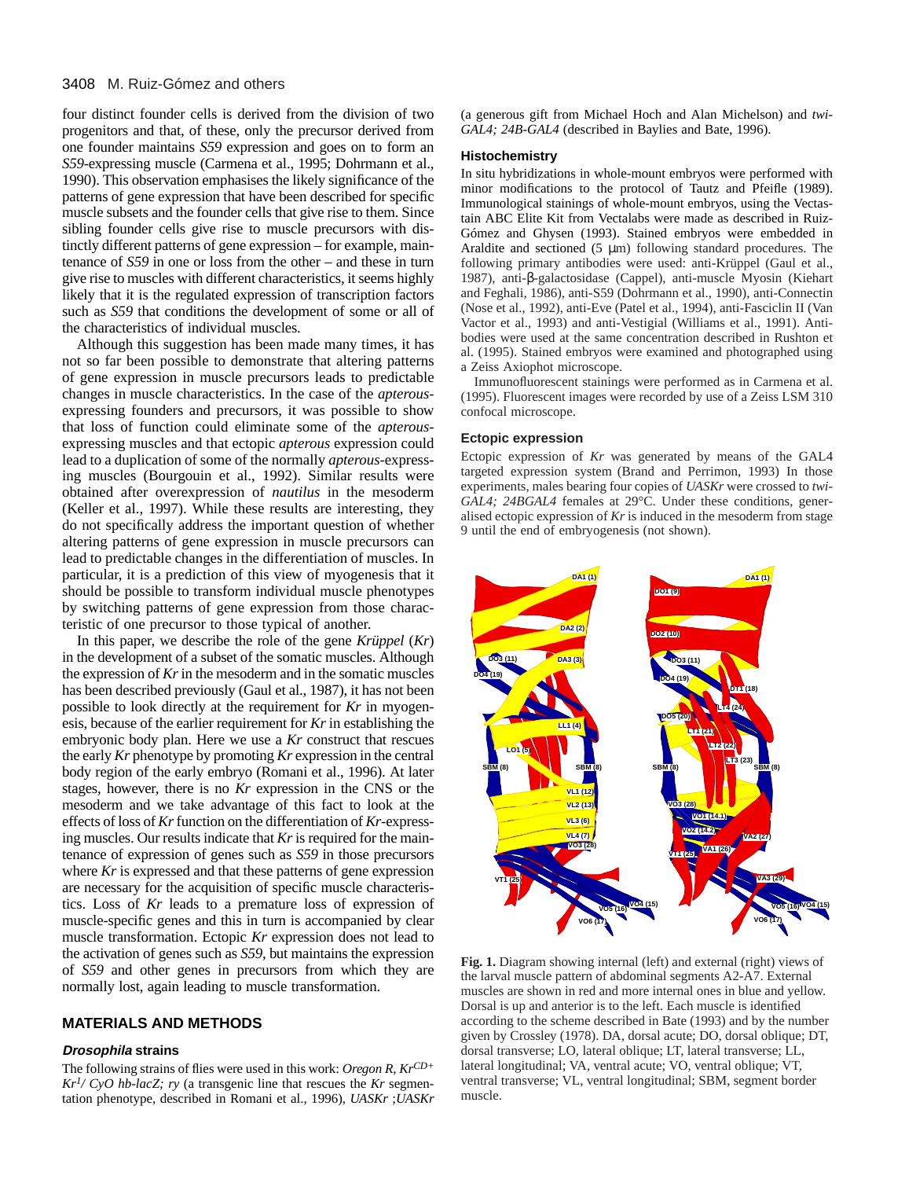four distinct founder cells is derived from the division of two progenitors and that, of these, only the precursor derived from one founder maintains *S59* expression and goes on to form an *S59*-expressing muscle (Carmena et al., 1995; Dohrmann et al., 1990). This observation emphasises the likely significance of the patterns of gene expression that have been described for specific muscle subsets and the founder cells that give rise to them. Since sibling founder cells give rise to muscle precursors with distinctly different patterns of gene expression – for example, maintenance of *S59* in one or loss from the other – and these in turn give rise to muscles with different characteristics, it seems highly likely that it is the regulated expression of transcription factors such as *S59* that conditions the development of some or all of the characteristics of individual muscles.

Although this suggestion has been made many times, it has not so far been possible to demonstrate that altering patterns of gene expression in muscle precursors leads to predictable changes in muscle characteristics. In the case of the *apterous*-expressing founders and precursors, it was possible to show that loss of function could eliminate some of the *apterous*-expressing muscles and that ectopic *apterous* expression could lead to a duplication of some of the normally *apterous*-expressing muscles (Bourgouin et al., 1992). Similar results were obtained after overexpression of *nautilus* in the mesoderm (Keller et al., 1997). While these results are interesting, they do not specifically address the important question of whether altering patterns of gene expression in muscle precursors can lead to predictable changes in the differentiation of muscles. In particular, it is a prediction of this view of myogenesis that it should be possible to transform individual muscle phenotypes by switching patterns of gene expression from those characteristic of one precursor to those typical of another.

In this paper, we describe the role of the gene *Krüppel* (*Kr*) in the development of a subset of the somatic muscles. Although the expression of *Kr* in the mesoderm and in the somatic muscles has been described previously (Gaul et al., 1987), it has not been possible to look directly at the requirement for *Kr* in myogenesis, because of the earlier requirement for *Kr* in establishing the embryonic body plan. Here we use a *Kr* construct that rescues the early *Kr* phenotype by promoting *Kr* expression in the central body region of the early embryo (Romani et al., 1996). At later stages, however, there is no *Kr* expression in the CNS or the mesoderm and we take advantage of this fact to look at the effects of loss of *Kr* function on the differentiation of *Kr*-expressing muscles. Our results indicate that *Kr* is required for the maintenance of expression of genes such as *S59* in those precursors where *Kr* is expressed and that these patterns of gene expression are necessary for the acquisition of specific muscle characteristics. Loss of *Kr* leads to a premature loss of expression of muscle-specific genes and this in turn is accompanied by clear muscle transformation. Ectopic *Kr* expression does not lead to the activation of genes such as *S59*, but maintains the expression of *S59* and other genes in precursors from which they are normally lost, again leading to muscle transformation.

## MATERIALS AND METHODS

### *Drosophila* strains

The following strains of flies were used in this work: *Oregon R*, $Kr^{CD+}$ $Kr^{1}$/ *CyO hb-lacZ; ry* (a transgenic line that rescues the *Kr* segmentation phenotype, described in Romani et al., 1996), *UASKr* ;*UASKr* (a generous gift from Michael Hoch and Alan Michelson) and *twi-GAL4; 24B-GAL4* (described in Baylies and Bate, 1996).

### Histochemistry

In situ hybridizations in whole-mount embryos were performed with minor modifications to the protocol of Tautz and Pfeifle (1989). Immunological stainings of whole-mount embryos, using the Vectastain ABC Elite Kit from Vectalabs were made as described in Ruiz-Gómez and Ghysen (1993). Stained embryos were embedded in Araldite and sectioned (5 μm) following standard procedures. The following primary antibodies were used: anti-Krüppel (Gaul et al., 1987), anti-β-galactosidase (Cappel), anti-muscle Myosin (Kiehart and Feghali, 1986), anti-S59 (Dohrmann et al., 1990), anti-Connectin (Nose et al., 1992), anti-Eve (Patel et al., 1994), anti-Fasciclin II (Van Vactor et al., 1993) and anti-Vestigial (Williams et al., 1991). Antibodies were used at the same concentration described in Rushton et al. (1995). Stained embryos were examined and photographed using a Zeiss Axiophot microscope.

Immunofluorescent stainings were performed as in Carmena et al. (1995). Fluorescent images were recorded by use of a Zeiss LSM 310 confocal microscope.

### Ectopic expression

Ectopic expression of *Kr* was generated by means of the GAL4 targeted expression system (Brand and Perrimon, 1993) In those experiments, males bearing four copies of *UASKr* were crossed to *twi-GAL4; 24BGAL4* females at 29°C. Under these conditions, generalised ectopic expression of *Kr* is induced in the mesoderm from stage 9 until the end of embryogenesis (not shown).

**Fig. 1.** Diagram showing internal (left) and external (right) views of the larval muscle pattern of abdominal segments A2-A7. External muscles are shown in red and more internal ones in blue and yellow. Dorsal is up and anterior is to the left. Each muscle is identified according to the scheme described in Bate (1993) and by the number given by Crossley (1978). DA, dorsal acute; DO, dorsal oblique; DT, dorsal transverse; LO, lateral oblique; LT, lateral transverse; LL, lateral longitudinal; VA, ventral acute; VO, ventral oblique; VT, ventral transverse; VL, ventral longitudinal; SBM, segment border muscle.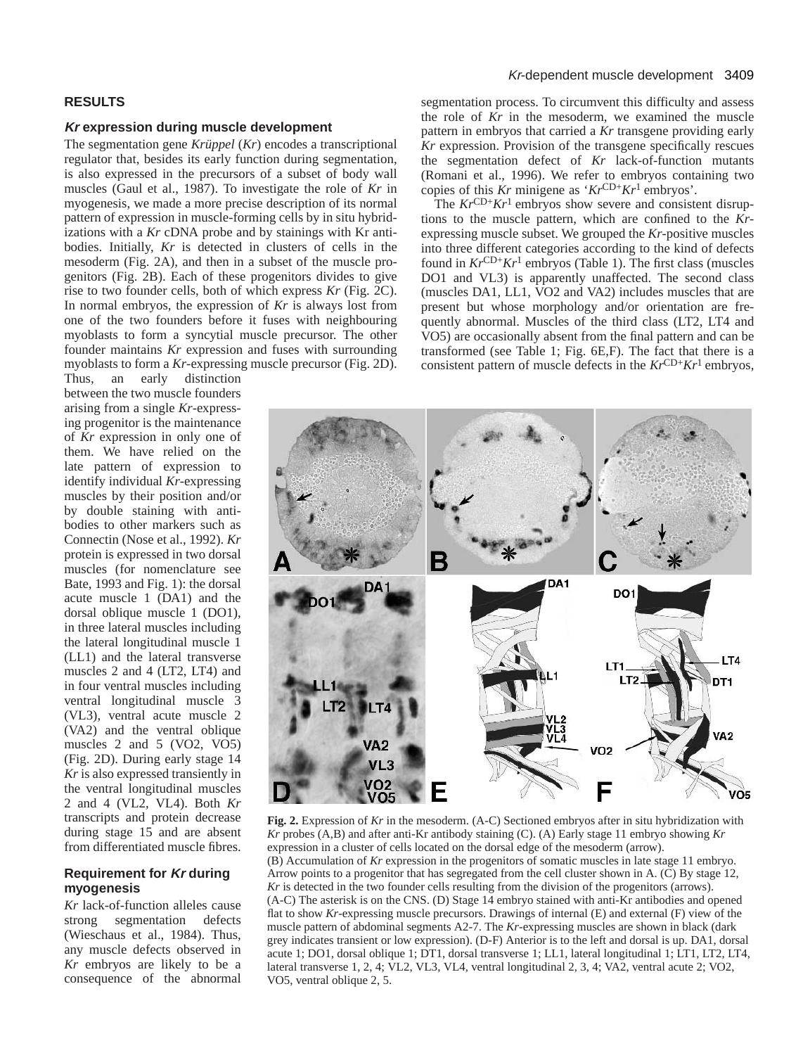## RESULTS

### *Kr* expression during muscle development

The segmentation gene *Krüppel* (*Kr*) encodes a transcriptional regulator that, besides its early function during segmentation, is also expressed in the precursors of a subset of body wall muscles (Gaul et al., 1987). To investigate the role of *Kr* in myogenesis, we made a more precise description of its normal pattern of expression in muscle-forming cells by in situ hybridizations with a *Kr* cDNA probe and by stainings with Kr antibodies. Initially, *Kr* is detected in clusters of cells in the mesoderm (Fig. 2A), and then in a subset of the muscle progenitors (Fig. 2B). Each of these progenitors divides to give rise to two founder cells, both of which express *Kr* (Fig. 2C). In normal embryos, the expression of *Kr* is always lost from one of the two founders before it fuses with neighbouring myoblasts to form a syncytial muscle precursor. The other founder maintains *Kr* expression and fuses with surrounding myoblasts to form a *Kr*-expressing muscle precursor (Fig. 2D). Thus, an early distinction between the two muscle founders arising from a single *Kr*-expressing progenitor is the maintenance of *Kr* expression in only one of them. We have relied on the late pattern of expression to identify individual *Kr*-expressing muscles by their position and/or by double staining with antibodies to other markers such as Connectin (Nose et al., 1992). *Kr* protein is expressed in two dorsal muscles (for nomenclature see Bate, 1993 and Fig. 1): the dorsal acute muscle 1 (DA1) and the dorsal oblique muscle 1 (DO1), in three lateral muscles including the lateral longitudinal muscle 1 (LL1) and the lateral transverse muscles 2 and 4 (LT2, LT4) and in four ventral muscles including ventral longitudinal muscle 3 (VL3), ventral acute muscle 2 (VA2) and the ventral oblique muscles 2 and 5 (VO2, VO5) (Fig. 2D). During early stage 14 *Kr* is also expressed transiently in the ventral longitudinal muscles 2 and 4 (VL2, VL4). Both *Kr* transcripts and protein decrease during stage 15 and are absent from differentiated muscle fibres.

### Requirement for *Kr* during myogenesis

*Kr* lack-of-function alleles cause strong segmentation defects (Wieschaus et al., 1984). Thus, any muscle defects observed in *Kr* embryos are likely to be a consequence of the abnormal segmentation process. To circumvent this difficulty and assess the role of *Kr* in the mesoderm, we examined the muscle pattern in embryos that carried a *Kr* transgene providing early *Kr* expression. Provision of the transgene specifically rescues the segmentation defect of *Kr* lack-of-function mutants (Romani et al., 1996). We refer to embryos containing two copies of this *Kr* minigene as '$Kr^{CD+}Kr^{1}$ embryos'.

The $Kr^{CD+}Kr^{1}$ embryos show severe and consistent disruptions to the muscle pattern, which are confined to the *Kr*-expressing muscle subset. We grouped the *Kr*-positive muscles into three different categories according to the kind of defects found in $Kr^{CD+}Kr^{1}$ embryos (Table 1). The first class (muscles DO1 and VL3) is apparently unaffected. The second class (muscles DA1, LL1, VO2 and VA2) includes muscles that are present but whose morphology and/or orientation are frequently abnormal. Muscles of the third class (LT2, LT4 and VO5) are occasionally absent from the final pattern and can be transformed (see Table 1; Fig. 6E,F). The fact that there is a consistent pattern of muscle defects in the $Kr^{CD+}Kr^{1}$ embryos,

**Fig. 2.** Expression of *Kr* in the mesoderm. (A-C) Sectioned embryos after in situ hybridization with *Kr* probes (A,B) and after anti-Kr antibody staining (C). (A) Early stage 11 embryo showing *Kr* expression in a cluster of cells located on the dorsal edge of the mesoderm (arrow). (B) Accumulation of *Kr* expression in the progenitors of somatic muscles in late stage 11 embryo. Arrow points to a progenitor that has segregated from the cell cluster shown in A. (C) By stage 12, *Kr* is detected in the two founder cells resulting from the division of the progenitors (arrows). (A-C) The asterisk is on the CNS. (D) Stage 14 embryo stained with anti-Kr antibodies and opened flat to show *Kr*-expressing muscle precursors. Drawings of internal (E) and external (F) view of the muscle pattern of abdominal segments A2-7. The *Kr*-expressing muscles are shown in black (dark grey indicates transient or low expression). (D-F) Anterior is to the left and dorsal is up. DA1, dorsal acute 1; DO1, dorsal oblique 1; DT1, dorsal transverse 1; LL1, lateral longitudinal 1; LT1, LT2, LT4, lateral transverse 1, 2, 4; VL2, VL3, VL4, ventral longitudinal 2, 3, 4; VA2, ventral acute 2; VO2, VO5, ventral oblique 2, 5.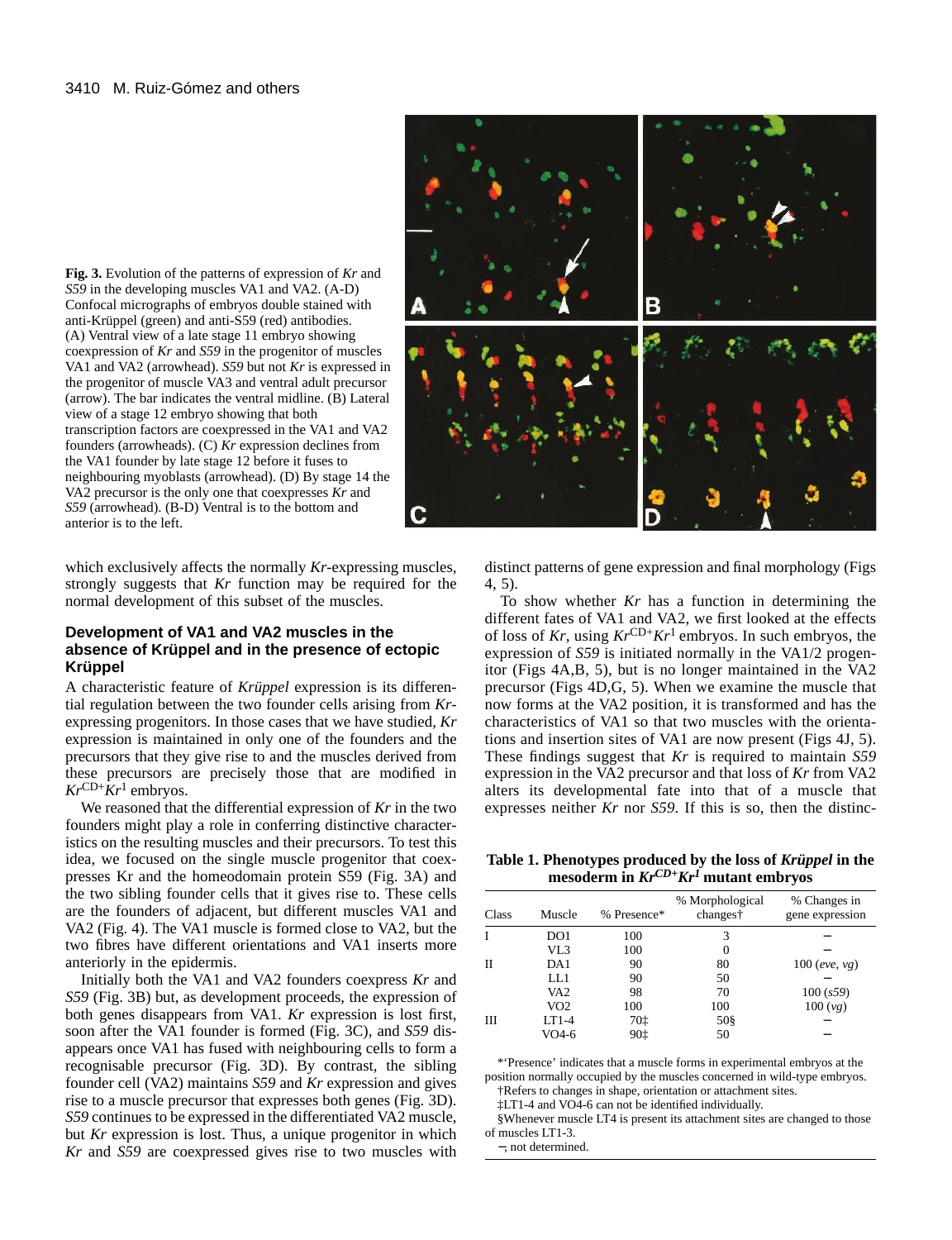**Fig. 3.** Evolution of the patterns of expression of *Kr* and *S59* in the developing muscles VA1 and VA2. (A-D) Confocal micrographs of embryos double stained with anti-Krüppel (green) and anti-S59 (red) antibodies. (A) Ventral view of a late stage 11 embryo showing coexpression of *Kr* and *S59* in the progenitor of muscles VA1 and VA2 (arrowhead). *S59* but not *Kr* is expressed in the progenitor of muscle VA3 and ventral adult precursor (arrow). The bar indicates the ventral midline. (B) Lateral view of a stage 12 embryo showing that both transcription factors are coexpressed in the VA1 and VA2 founders (arrowheads). (C) *Kr* expression declines from the VA1 founder by late stage 12 before it fuses to neighbouring myoblasts (arrowhead). (D) By stage 14 the VA2 precursor is the only one that coexpresses *Kr* and *S59* (arrowhead). (B-D) Ventral is to the bottom and anterior is to the left.

which exclusively affects the normally *Kr*-expressing muscles, strongly suggests that *Kr* function may be required for the normal development of this subset of the muscles.

## Development of VA1 and VA2 muscles in the absence of Krüppel and in the presence of ectopic Krüppel

A characteristic feature of *Krüppel* expression is its differential regulation between the two founder cells arising from *Kr*-expressing progenitors. In those cases that we have studied, *Kr* expression is maintained in only one of the founders and the precursors that they give rise to and the muscles derived from these precursors are precisely those that are modified in $Kr^{CD+}Kr^{1}$ embryos.

We reasoned that the differential expression of *Kr* in the two founders might play a role in conferring distinctive characteristics on the resulting muscles and their precursors. To test this idea, we focused on the single muscle progenitor that coexpresses Kr and the homeodomain protein S59 (Fig. 3A) and the two sibling founder cells that it gives rise to. These cells are the founders of adjacent, but different muscles VA1 and VA2 (Fig. 4). The VA1 muscle is formed close to VA2, but the two fibres have different orientations and VA1 inserts more anteriorly in the epidermis.

Initially both the VA1 and VA2 founders coexpress *Kr* and *S59* (Fig. 3B) but, as development proceeds, the expression of both genes disappears from VA1. *Kr* expression is lost first, soon after the VA1 founder is formed (Fig. 3C), and *S59* disappears once VA1 has fused with neighbouring cells to form a recognisable precursor (Fig. 3D). By contrast, the sibling founder cell (VA2) maintains *S59* and *Kr* expression and gives rise to a muscle precursor that expresses both genes (Fig. 3D). *S59* continues to be expressed in the differentiated VA2 muscle, but *Kr* expression is lost. Thus, a unique progenitor in which *Kr* and *S59* are coexpressed gives rise to two muscles with distinct patterns of gene expression and final morphology (Figs 4, 5).

To show whether *Kr* has a function in determining the different fates of VA1 and VA2, we first looked at the effects of loss of *Kr*, using $Kr^{CD+}Kr^{1}$ embryos. In such embryos, the expression of *S59* is initiated normally in the VA1/2 progenitor (Figs 4A,B, 5), but is no longer maintained in the VA2 precursor (Figs 4D,G, 5). When we examine the muscle that now forms at the VA2 position, it is transformed and has the characteristics of VA1 so that two muscles with the orientations and insertion sites of VA1 are now present (Figs 4J, 5). These findings suggest that *Kr* is required to maintain *S59* expression in the VA2 precursor and that loss of *Kr* from VA2 alters its developmental fate into that of a muscle that expresses neither *Kr* nor *S59*. If this is so, then the distinc-

**Table 1. Phenotypes produced by the loss of *Krüppel* in the mesoderm in $Kr^{CD+}Kr^{1}$ mutant embryos**

| Class | Muscle | % Presence* | % Morphological changes† | % Changes in gene expression |
|---|---|---|---|---|
| I | DO1 | 100 | 3 | – |
| | VL3 | 100 | 0 | – |
| II | DA1 | 90 | 80 | 100 (*eve*, *vg*) |
| | LL1 | 90 | 50 | – |
| | VA2 | 98 | 70 | 100 (*s59*) |
| | VO2 | 100 | 100 | 100 (*vg*) |
| III | LT1-4 | 70‡ | 50§ | – |
| | VO4-6 | 90‡ | 50 | – |

*‘Presence’ indicates that a muscle forms in experimental embryos at the position normally occupied by the muscles concerned in wild-type embryos.
†Refers to changes in shape, orientation or attachment sites.
‡LT1-4 and VO4-6 can not be identified individually.
§Whenever muscle LT4 is present its attachment sites are changed to those of muscles LT1-3.
–, not determined.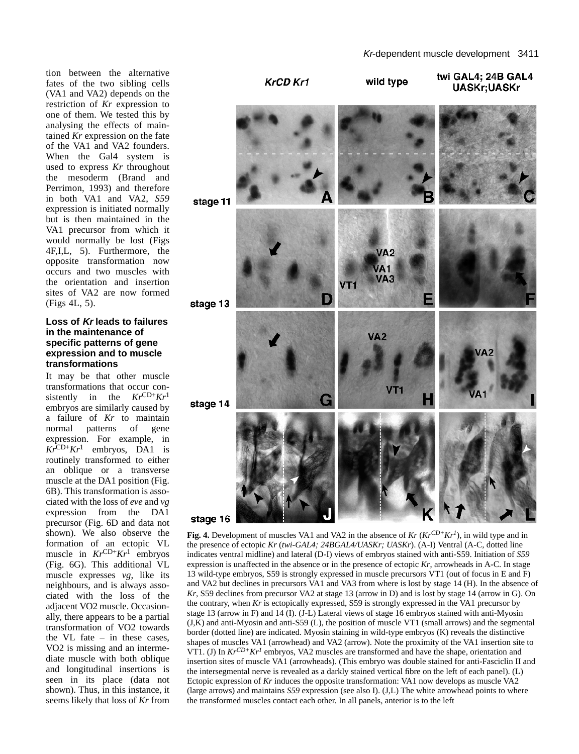tion between the alternative fates of the two sibling cells (VA1 and VA2) depends on the restriction of *Kr* expression to one of them. We tested this by analysing the effects of maintained *Kr* expression on the fate of the VA1 and VA2 founders. When the Gal4 system is used to express *Kr* throughout the mesoderm (Brand and Perrimon, 1993) and therefore in both VA1 and VA2, *S59* expression is initiated normally but is then maintained in the VA1 precursor from which it would normally be lost (Figs 4F,I,L, 5). Furthermore, the opposite transformation now occurs and two muscles with the orientation and insertion sites of VA2 are now formed (Figs 4L, 5).

### Loss of *Kr* leads to failures in the maintenance of specific patterns of gene expression and to muscle transformations

It may be that other muscle transformations that occur consistently in the $Kr^{CD+}Kr^{1}$ embryos are similarly caused by a failure of *Kr* to maintain normal patterns of gene expression. For example, in $Kr^{CD+}Kr^{1}$ embryos, DA1 is routinely transformed to either an oblique or a transverse muscle at the DA1 position (Fig. 6B). This transformation is associated with the loss of *eve* and *vg* expression from the DA1 precursor (Fig. 6D and data not shown). We also observe the formation of an ectopic VL muscle in $Kr^{CD+}Kr^{1}$ embryos (Fig. 6G). This additional VL muscle expresses *vg*, like its neighbours, and is always associated with the loss of the adjacent VO2 muscle. Occasionally, there appears to be a partial transformation of VO2 towards the VL fate – in these cases, VO2 is missing and an intermediate muscle with both oblique and longitudinal insertions is seen in its place (data not shown). Thus, in this instance, it seems likely that loss of *Kr* from

**Fig. 4.** Development of muscles VA1 and VA2 in the absence of *Kr* ($Kr^{CD+}Kr^{1}$), in wild type and in the presence of ectopic *Kr* (*twi-GAL4; 24BGAL4/UASKr; UASKr*). (A-I) Ventral (A-C, dotted line indicates ventral midline) and lateral (D-I) views of embryos stained with anti-S59. Initiation of *S59* expression is unaffected in the absence or in the presence of ectopic *Kr*, arrowheads in A-C. In stage 13 wild-type embryos, S59 is strongly expressed in muscle precursors VT1 (out of focus in E and F) and VA2 but declines in precursors VA1 and VA3 from where is lost by stage 14 (H). In the absence of *Kr*, S59 declines from precursor VA2 at stage 13 (arrow in D) and is lost by stage 14 (arrow in G). On the contrary, when *Kr* is ectopically expressed, S59 is strongly expressed in the VA1 precursor by stage 13 (arrow in F) and 14 (I). (J-L) Lateral views of stage 16 embryos stained with anti-Myosin (J,K) and anti-Myosin and anti-S59 (L), the position of muscle VT1 (small arrows) and the segmental border (dotted line) are indicated. Myosin staining in wild-type embryos (K) reveals the distinctive shapes of muscles VA1 (arrowhead) and VA2 (arrow). Note the proximity of the VA1 insertion site to VT1. (J) In $Kr^{CD+}Kr^{1}$ embryos, VA2 muscles are transformed and have the shape, orientation and insertion sites of muscle VA1 (arrowheads). (This embryo was double stained for anti-Fasciclin II and the intersegmental nerve is revealed as a darkly stained vertical fibre on the left of each panel). (L) Ectopic expression of *Kr* induces the opposite transformation: VA1 now develops as muscle VA2 (large arrows) and maintains *S59* expression (see also I). (J,L) The white arrowhead points to where the transformed muscles contact each other. In all panels, anterior is to the left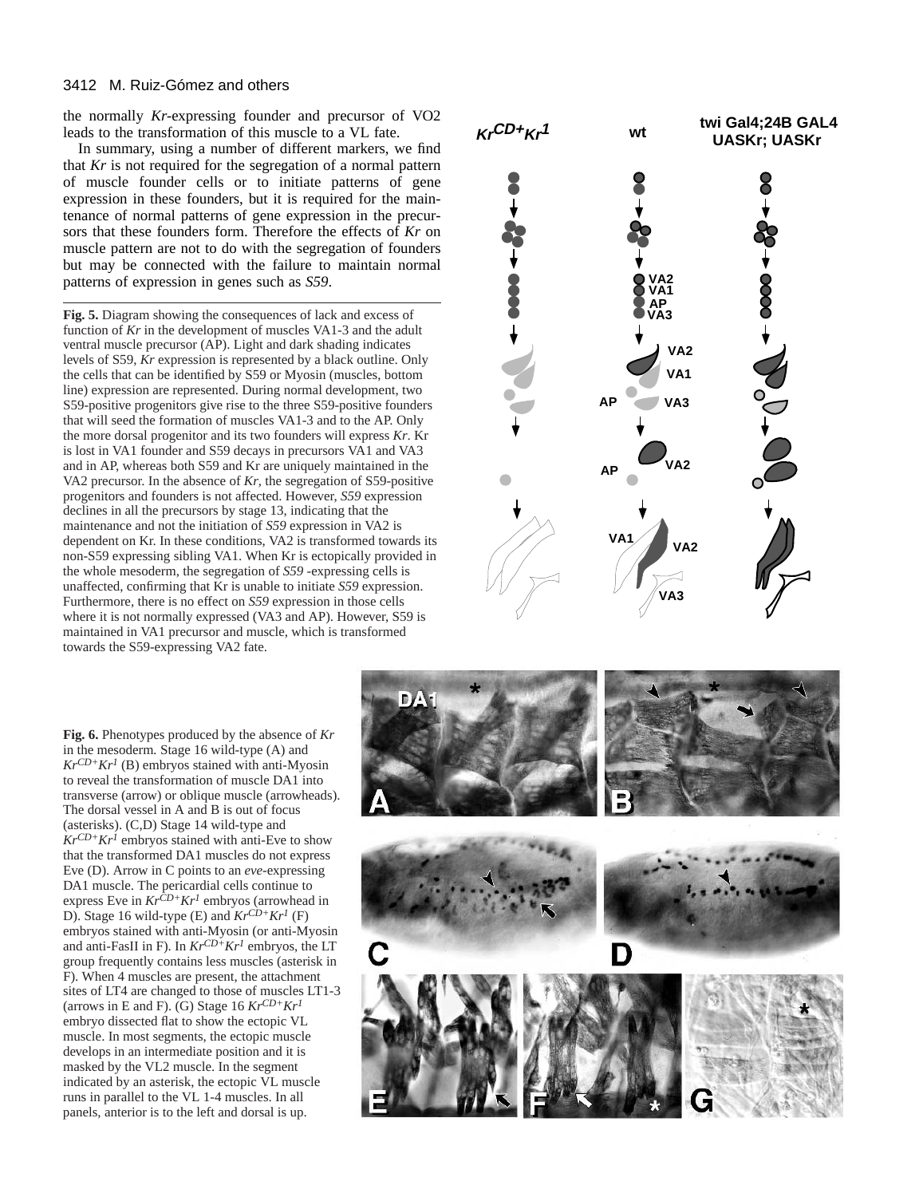the normally *Kr*-expressing founder and precursor of VO2 leads to the transformation of this muscle to a VL fate.

In summary, using a number of different markers, we find that *Kr* is not required for the segregation of a normal pattern of muscle founder cells or to initiate patterns of gene expression in these founders, but it is required for the maintenance of normal patterns of gene expression in the precursors that these founders form. Therefore the effects of *Kr* on muscle pattern are not to do with the segregation of founders but may be connected with the failure to maintain normal patterns of expression in genes such as *S59*.

**Fig. 5.** Diagram showing the consequences of lack and excess of function of *Kr* in the development of muscles VA1-3 and the adult ventral muscle precursor (AP). Light and dark shading indicates levels of S59, *Kr* expression is represented by a black outline. Only the cells that can be identified by S59 or Myosin (muscles, bottom line) expression are represented. During normal development, two S59-positive progenitors give rise to the three S59-positive founders that will seed the formation of muscles VA1-3 and to the AP. Only the more dorsal progenitor and its two founders will express *Kr*. Kr is lost in VA1 founder and S59 decays in precursors VA1 and VA3 and in AP, whereas both S59 and Kr are uniquely maintained in the VA2 precursor. In the absence of *Kr*, the segregation of S59-positive progenitors and founders is not affected. However, *S59* expression declines in all the precursors by stage 13, indicating that the maintenance and not the initiation of *S59* expression in VA2 is dependent on Kr. In these conditions, VA2 is transformed towards its non-S59 expressing sibling VA1. When Kr is ectopically provided in the whole mesoderm, the segregation of *S59* -expressing cells is unaffected, confirming that Kr is unable to initiate *S59* expression. Furthermore, there is no effect on *S59* expression in those cells where it is not normally expressed (VA3 and AP). However, S59 is maintained in VA1 precursor and muscle, which is transformed towards the S59-expressing VA2 fate.

**Fig. 6.** Phenotypes produced by the absence of *Kr* in the mesoderm. Stage 16 wild-type (A) and $Kr^{CD+}Kr^{1}$ (B) embryos stained with anti-Myosin to reveal the transformation of muscle DA1 into transverse (arrow) or oblique muscle (arrowheads). The dorsal vessel in A and B is out of focus (asterisks). (C,D) Stage 14 wild-type and $Kr^{CD+}Kr^{1}$ embryos stained with anti-Eve to show that the transformed DA1 muscles do not express Eve (D). Arrow in C points to an *eve*-expressing DA1 muscle. The pericardial cells continue to express Eve in $Kr^{CD+}Kr^{1}$ embryos (arrowhead in D). Stage 16 wild-type (E) and $Kr^{CD+}Kr^{1}$ (F) embryos stained with anti-Myosin (or anti-Myosin and anti-FasII in F). In $Kr^{CD+}Kr^{1}$ embryos, the LT group frequently contains less muscles (asterisk in F). When 4 muscles are present, the attachment sites of LT4 are changed to those of muscles LT1-3 (arrows in E and F). (G) Stage 16 $Kr^{CD+}Kr^{1}$ embryo dissected flat to show the ectopic VL muscle. In most segments, the ectopic muscle develops in an intermediate position and it is masked by the VL2 muscle. In the segment indicated by an asterisk, the ectopic VL muscle runs in parallel to the VL 1-4 muscles. In all panels, anterior is to the left and dorsal is up.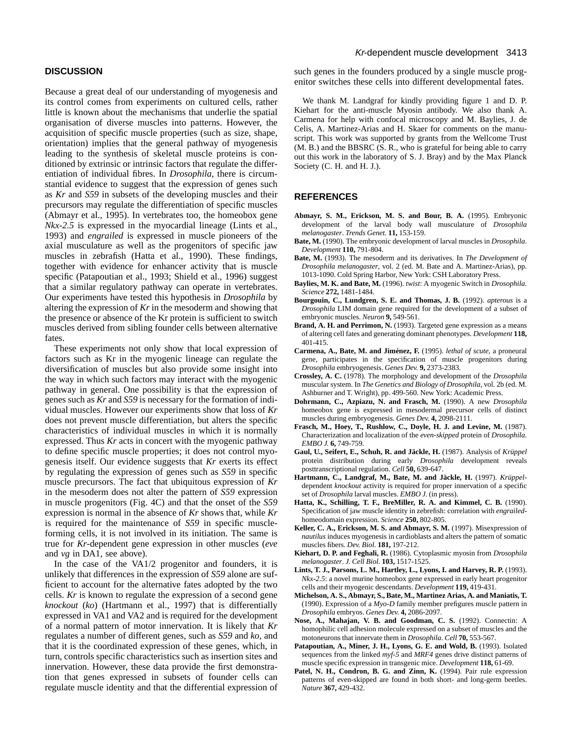## DISCUSSION

Because a great deal of our understanding of myogenesis and its control comes from experiments on cultured cells, rather little is known about the mechanisms that underlie the spatial organisation of diverse muscles into patterns. However, the acquisition of specific muscle properties (such as size, shape, orientation) implies that the general pathway of myogenesis leading to the synthesis of skeletal muscle proteins is conditioned by extrinsic or intrinsic factors that regulate the differentiation of individual fibres. In *Drosophila*, there is circumstantial evidence to suggest that the expression of genes such as *Kr* and *S59* in subsets of the developing muscles and their precursors may regulate the differentiation of specific muscles (Abmayr et al., 1995). In vertebrates too, the homeobox gene *Nkx-2.5* is expressed in the myocardial lineage (Lints et al., 1993) and *engrailed* is expressed in muscle pioneers of the axial musculature as well as the progenitors of specific jaw muscles in zebrafish (Hatta et al., 1990). These findings, together with evidence for enhancer activity that is muscle specific (Patapoutian et al., 1993; Shield et al., 1996) suggest that a similar regulatory pathway can operate in vertebrates. Our experiments have tested this hypothesis in *Drosophila* by altering the expression of *Kr* in the mesoderm and showing that the presence or absence of the Kr protein is sufficient to switch muscles derived from sibling founder cells between alternative fates.

These experiments not only show that local expression of factors such as Kr in the myogenic lineage can regulate the diversification of muscles but also provide some insight into the way in which such factors may interact with the myogenic pathway in general. One possibility is that the expression of genes such as *Kr* and *S59* is necessary for the formation of individual muscles. However our experiments show that loss of *Kr* does not prevent muscle differentiation, but alters the specific characteristics of individual muscles in which it is normally expressed. Thus *Kr* acts in concert with the myogenic pathway to define specific muscle properties; it does not control myogenesis itself. Our evidence suggests that *Kr* exerts its effect by regulating the expression of genes such as *S59* in specific muscle precursors. The fact that ubiquitous expression of *Kr* in the mesoderm does not alter the pattern of *S59* expression in muscle progenitors (Fig. 4C) and that the onset of the *S59* expression is normal in the absence of *Kr* shows that, while *Kr* is required for the maintenance of *S59* in specific muscle-forming cells, it is not involved in its initiation. The same is true for *Kr*-dependent gene expression in other muscles (*eve* and *vg* in DA1, see above).

In the case of the VA1/2 progenitor and founders, it is unlikely that differences in the expression of *S59* alone are sufficient to account for the alternative fates adopted by the two cells. *Kr* is known to regulate the expression of a second gene *knockout* (*ko*) (Hartmann et al., 1997) that is differentially expressed in VA1 and VA2 and is required for the development of a normal pattern of motor innervation. It is likely that *Kr* regulates a number of different genes, such as *S59* and *ko*, and that it is the coordinated expression of these genes, which, in turn, controls specific characteristics such as insertion sites and innervation. However, these data provide the first demonstration that genes expressed in subsets of founder cells can regulate muscle identity and that the differential expression of such genes in the founders produced by a single muscle progenitor switches these cells into different developmental fates.

We thank M. Landgraf for kindly providing figure 1 and D. P. Kiehart for the anti-muscle Myosin antibody. We also thank A. Carmena for help with confocal microscopy and M. Baylies, J. de Celis, A. Martinez-Arias and H. Skaer for comments on the manuscript. This work was supported by grants from the Wellcome Trust (M. B.) and the BBSRC (S. R., who is grateful for being able to carry out this work in the laboratory of S. J. Bray) and by the Max Planck Society (C. H. and H. J.).

## REFERENCES

**Abmayr, S. M., Erickson, M. S. and Bour, B. A.** (1995). Embryonic development of the larval body wall musculature of *Drosophila melanogaster*. *Trends Genet.* **11,** 153-159.

**Bate, M.** (1990). The embryonic development of larval muscles in *Drosophila*. *Development* **110,** 791-804.

**Bate, M.** (1993). The mesoderm and its derivatives. In *The Development of Drosophila melanogaster*, vol. 2 (ed. M. Bate and A. Martinez-Arias), pp. 1013-1090. Cold Spring Harbor, New York: CSH Laboratory Press.

**Baylies, M. K. and Bate, M.** (1996). *twist*: A myogenic Switch in *Drosophila*. *Science* **272,** 1481-1484.

**Bourgouin, C., Lundgren, S. E. and Thomas, J. B.** (1992). *apterous* is a *Drosophila* LIM domain gene required for the development of a subset of embryonic muscles. *Neuron* **9,** 549-561.

**Brand, A. H. and Perrimon, N.** (1993). Targeted gene expression as a means of altering cell fates and generating dominant phenotypes. *Development* **118,** 401-415.

**Carmena, A., Bate, M. and Jiménez, F.** (1995). *lethal of scute*, a proneural gene, participates in the specification of muscle progenitors during *Drosophila* embryogenesis. *Genes Dev.* **9,** 2373-2383.

**Crossley, A. C.** (1978). The morphology and development of the *Drosophila* muscular system. In *The Genetics and Biology of Drosophila*, vol. 2b (ed. M. Ashburner and T. Wright), pp. 499-560. New York: Academic Press.

**Dohrmann, C., Azpiazu, N. and Frasch, M.** (1990). A new *Drosophila* homeobox gene is expressed in mesodermal precursor cells of distinct muscles during embryogenesis. *Genes Dev.* **4,** 2098-2111.

**Frasch, M., Hoey, T., Rushlow, C., Doyle, H. J. and Levine, M.** (1987). Characterization and localization of the *even-skipped* protein of *Drosophila*. *EMBO J.* **6,** 749-759.

**Gaul, U., Seifert, E., Schuh, R. and Jäckle, H.** (1987). Analysis of *Krüppel* protein distribution during early *Drosophila* development reveals posttranscriptional regulation. *Cell* **50,** 639-647.

**Hartmann, C., Landgraf, M., Bate, M. and Jäckle, H.** (1997). *Krüppel*-dependent *knockout* activity is required for proper innervation of a specific set of *Drosophila* larval muscles. *EMBO J.* (in press).

**Hatta, K., Schilling, T. F., BreMiller, R. A. and Kimmel, C. B.** (1990). Specification of jaw muscle identity in zebrafish: correlation with *engrailed*-homeodomain expression. *Science* **250,** 802-805.

**Keller, C. A., Erickson, M. S. and Abmayr, S. M.** (1997). Misexpression of *nautilus* induces myogenesis in cardioblasts and alters the pattern of somatic muscles fibers. *Dev. Biol.* **181,** 197-212.

**Kiehart, D. P. and Feghali, R.** (1986). Cytoplasmic myosin from *Drosophila melanogaster*. *J. Cell Biol.* **103,** 1517-1525.

**Lints, T. J., Parsons, L. M., Hartley, L., Lyons, I. and Harvey, R. P.** (1993). *Nkx-2.5*: a novel murine homeobox gene expressed in early heart progenitor cells and their myogenic descendants. *Development* **119,** 419-431.

**Michelson, A. S., Abmayr, S., Bate, M., Martinez Arias, A. and Maniatis, T.** (1990). Expression of a *Myo-D* family member prefigures muscle pattern in *Drosophila* embryos. *Genes Dev.* **4,** 2086-2097.

**Nose, A., Mahajan, V. B. and Goodman, C. S.** (1992). Connectin: A homophilic cell adhesion molecule expressed on a subset of muscles and the motoneurons that innervate them in *Drosophila*. *Cell* **70,** 553-567.

**Patapoutian, A., Miner, J. H., Lyons, G. E. and Wold, B.** (1993). Isolated sequences from the linked *myf-5* and *MRF4* genes drive distinct patterns of muscle specific expression in transgenic mice. *Development* **118,** 61-69.

**Patel, N. H., Condron, B. G. and Zinn, K.** (1994). Pair rule expression patterns of even-skipped are found in both short- and long-germ beetles. *Nature* **367,** 429-432.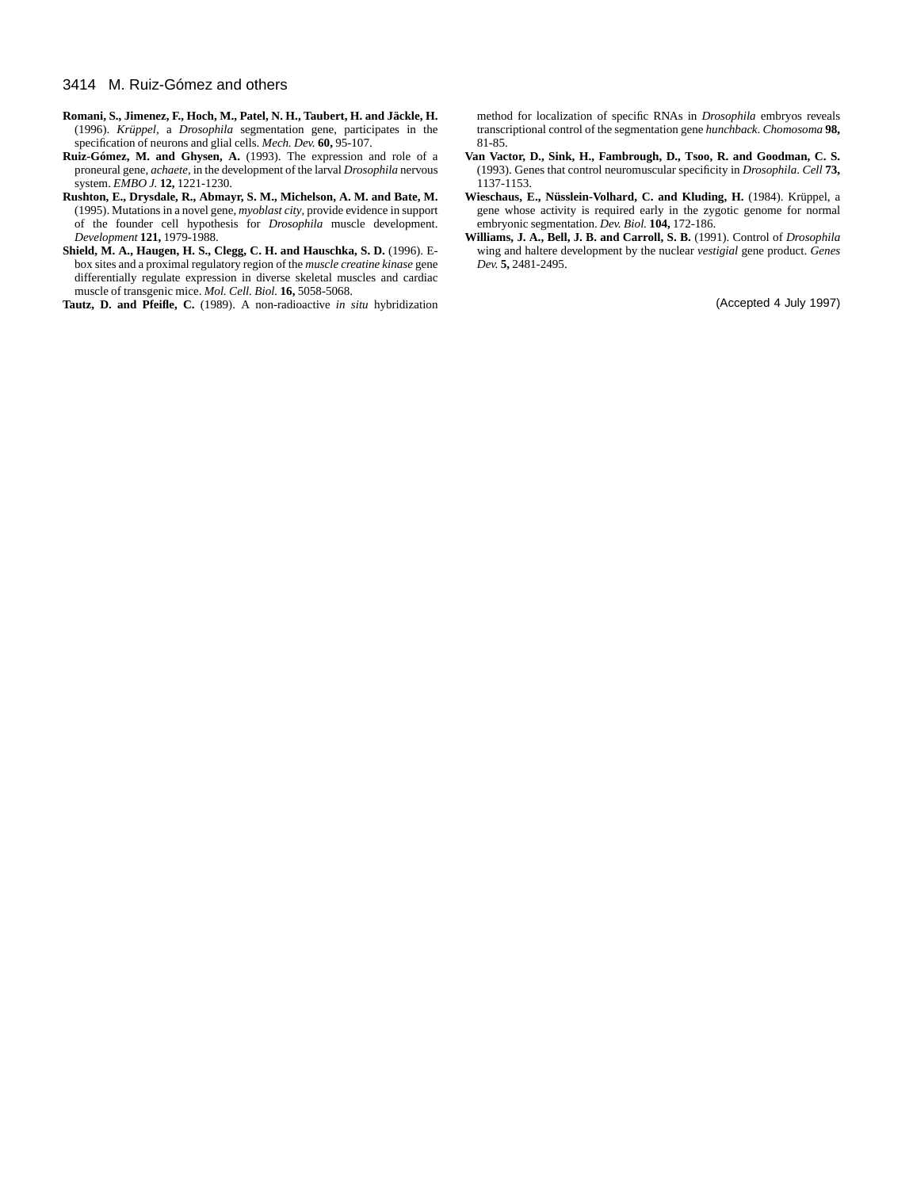**Romani, S., Jimenez, F., Hoch, M., Patel, N. H., Taubert, H. and Jäckle, H.** (1996). *Krüppel*, a *Drosophila* segmentation gene, participates in the specification of neurons and glial cells. *Mech. Dev.* **60,** 95-107.

**Ruiz-Gómez, M. and Ghysen, A.** (1993). The expression and role of a proneural gene, *achaete*, in the development of the larval *Drosophila* nervous system. *EMBO J.* **12,** 1221-1230.

**Rushton, E., Drysdale, R., Abmayr, S. M., Michelson, A. M. and Bate, M.** (1995). Mutations in a novel gene, *myoblast city*, provide evidence in support of the founder cell hypothesis for *Drosophila* muscle development. *Development* **121,** 1979-1988.

**Shield, M. A., Haugen, H. S., Clegg, C. H. and Hauschka, S. D.** (1996). E-box sites and a proximal regulatory region of the *muscle creatine kinase* gene differentially regulate expression in diverse skeletal muscles and cardiac muscle of transgenic mice. *Mol. Cell. Biol.* **16,** 5058-5068.

**Tautz, D. and Pfeifle, C.** (1989). A non-radioactive *in situ* hybridization method for localization of specific RNAs in *Drosophila* embryos reveals transcriptional control of the segmentation gene *hunchback*. *Chomosoma* **98,** 81-85.

**Van Vactor, D., Sink, H., Fambrough, D., Tsoo, R. and Goodman, C. S.** (1993). Genes that control neuromuscular specificity in *Drosophila*. *Cell* **73,** 1137-1153.

**Wieschaus, E., Nüsslein-Volhard, C. and Kluding, H.** (1984). Krüppel, a gene whose activity is required early in the zygotic genome for normal embryonic segmentation. *Dev. Biol.* **104,** 172-186.

**Williams, J. A., Bell, J. B. and Carroll, S. B.** (1991). Control of *Drosophila* wing and haltere development by the nuclear *vestigial* gene product. *Genes Dev.* **5,** 2481-2495.

(Accepted 4 July 1997)